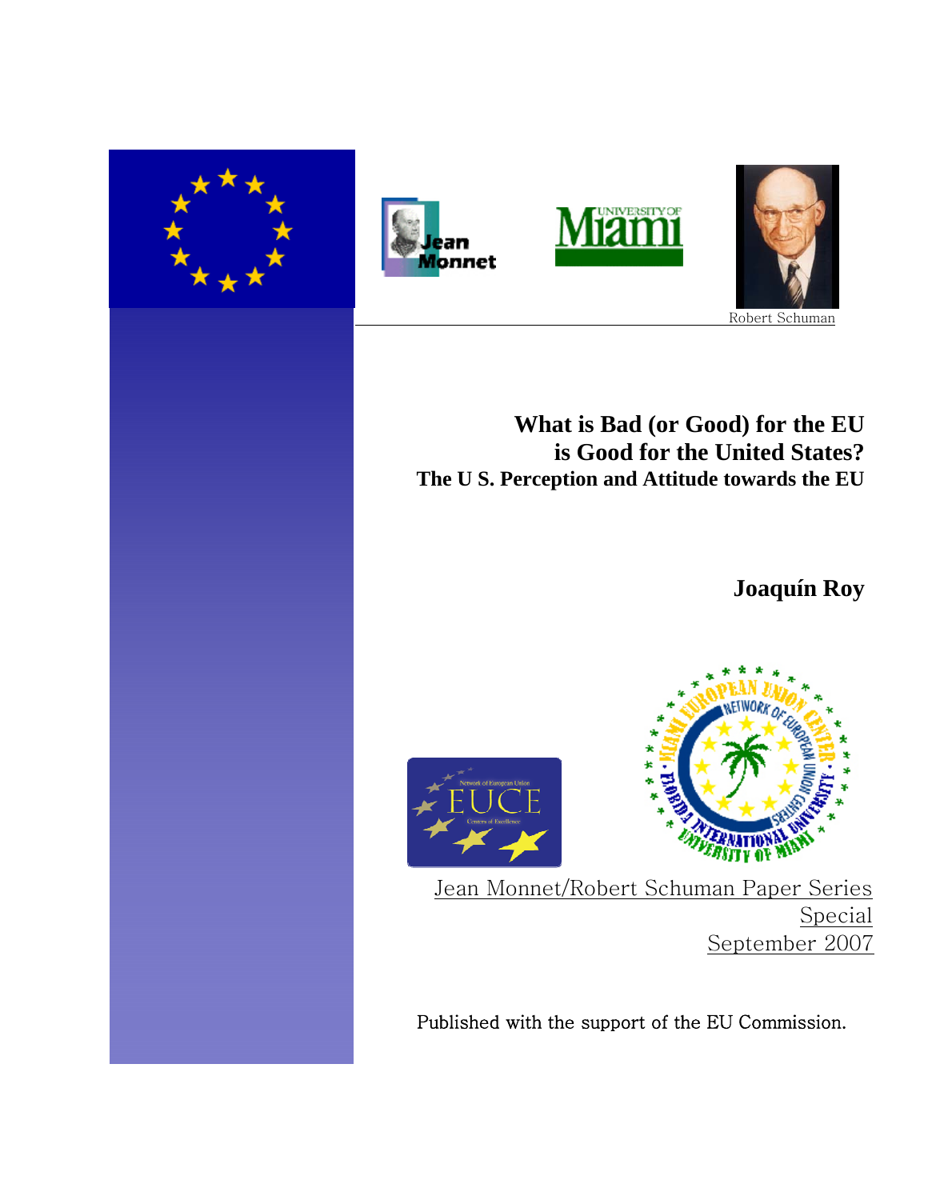Robert Schuman

# What is Bad (or Good) for the EU is Good for the United States?

## The U S. Perception and Attitude towards the EU

**Joaquín Roy**

Jean Monnet/Robert Schuman Paper Series

Special

September 2007

Published with the support of the EU Commission.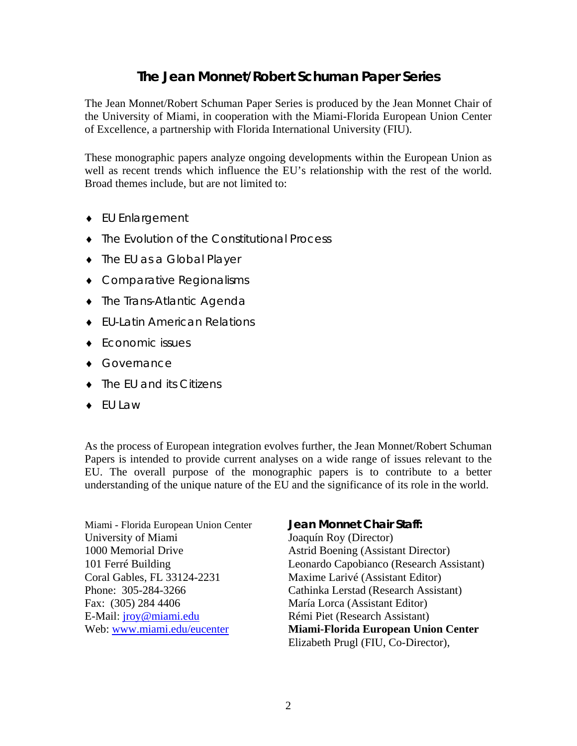# The Jean Monnet/Robert Schuman Paper Series

The Jean Monnet/Robert Schuman Paper Series is produced by the Jean Monnet Chair of the University of Miami, in cooperation with the Miami-Florida European Union Center of Excellence, a partnership with Florida International University (FIU).

These monographic papers analyze ongoing developments within the European Union as well as recent trends which influence the EU's relationship with the rest of the world. Broad themes include, but are not limited to:

- EU Enlargement
- The Evolution of the Constitutional Process
- The EU as a Global Player
- Comparative Regionalisms
- The Trans-Atlantic Agenda
- EU-Latin American Relations
- Economic issues
- Governance
- The EU and its Citizens
- EU Law

As the process of European integration evolves further, the Jean Monnet/Robert Schuman Papers is intended to provide current analyses on a wide range of issues relevant to the EU. The overall purpose of the monographic papers is to contribute to a better understanding of the unique nature of the EU and the significance of its role in the world.

Miami - Florida European Union Center
University of Miami
1000 Memorial Drive
101 Ferré Building
Coral Gables, FL 33124-2231
Phone: 305-284-3266
Fax: (305) 284 4406
E-Mail: jroy@miami.edu
Web: www.miami.edu/eucenter

**Jean Monnet Chair Staff:**
Joaquín Roy (Director)
Astrid Boening (Assistant Director)
Leonardo Capobianco (Research Assistant)
Maxime Larivé (Assistant Editor)
Cathinka Lerstad (Research Assistant)
María Lorca (Assistant Editor)
Rémi Piet (Research Assistant)
**Miami-Florida European Union Center**
Elizabeth Prugl (FIU, Co-Director),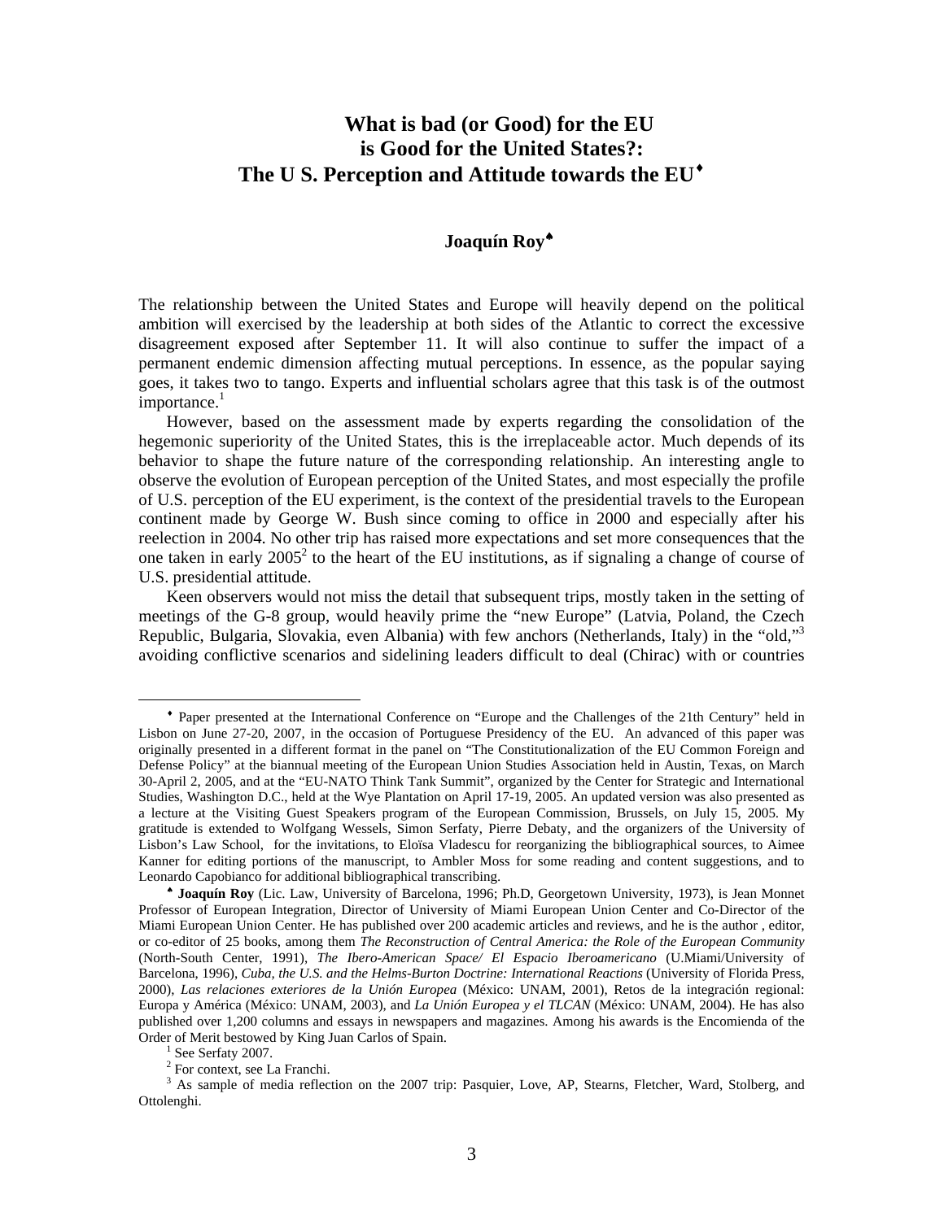# What is bad (or Good) for the EU is Good for the United States?: The U S. Perception and Attitude towards the EU[♦]

**Joaquín Roy**[♠]

The relationship between the United States and Europe will heavily depend on the political ambition will exercised by the leadership at both sides of the Atlantic to correct the excessive disagreement exposed after September 11. It will also continue to suffer the impact of a permanent endemic dimension affecting mutual perceptions. In essence, as the popular saying goes, it takes two to tango. Experts and influential scholars agree that this task is of the outmost importance.[1]

However, based on the assessment made by experts regarding the consolidation of the hegemonic superiority of the United States, this is the irreplaceable actor. Much depends of its behavior to shape the future nature of the corresponding relationship. An interesting angle to observe the evolution of European perception of the United States, and most especially the profile of U.S. perception of the EU experiment, is the context of the presidential travels to the European continent made by George W. Bush since coming to office in 2000 and especially after his reelection in 2004. No other trip has raised more expectations and set more consequences that the one taken in early 2005[2] to the heart of the EU institutions, as if signaling a change of course of U.S. presidential attitude.

Keen observers would not miss the detail that subsequent trips, mostly taken in the setting of meetings of the G-8 group, would heavily prime the "new Europe" (Latvia, Poland, the Czech Republic, Bulgaria, Slovakia, even Albania) with few anchors (Netherlands, Italy) in the "old,"[3] avoiding conflictive scenarios and sidelining leaders difficult to deal (Chirac) with or countries

---

♦ Paper presented at the International Conference on "Europe and the Challenges of the 21th Century" held in Lisbon on June 27-20, 2007, in the occasion of Portuguese Presidency of the EU. An advanced of this paper was originally presented in a different format in the panel on "The Constitutionalization of the EU Common Foreign and Defense Policy" at the biannual meeting of the European Union Studies Association held in Austin, Texas, on March 30-April 2, 2005, and at the "EU-NATO Think Tank Summit", organized by the Center for Strategic and International Studies, Washington D.C., held at the Wye Plantation on April 17-19, 2005. An updated version was also presented as a lecture at the Visiting Guest Speakers program of the European Commission, Brussels, on July 15, 2005. My gratitude is extended to Wolfgang Wessels, Simon Serfaty, Pierre Debaty, and the organizers of the University of Lisbon's Law School, for the invitations, to Eloïsa Vladescu for reorganizing the bibliographical sources, to Aimee Kanner for editing portions of the manuscript, to Ambler Moss for some reading and content suggestions, and to Leonardo Capobianco for additional bibliographical transcribing.

♠ **Joaquín Roy** (Lic. Law, University of Barcelona, 1996; Ph.D, Georgetown University, 1973), is Jean Monnet Professor of European Integration, Director of University of Miami European Union Center and Co-Director of the Miami European Union Center. He has published over 200 academic articles and reviews, and he is the author , editor, or co-editor of 25 books, among them *The Reconstruction of Central America: the Role of the European Community* (North-South Center, 1991), *The Ibero-American Space/ El Espacio Iberoamericano* (U.Miami/University of Barcelona, 1996), *Cuba, the U.S. and the Helms-Burton Doctrine: International Reactions* (University of Florida Press, 2000), *Las relaciones exteriores de la Unión Europea* (México: UNAM, 2001), Retos de la integración regional: Europa y América (México: UNAM, 2003), and *La Unión Europea y el TLCAN* (México: UNAM, 2004). He has also published over 1,200 columns and essays in newspapers and magazines. Among his awards is the Encomienda of the Order of Merit bestowed by King Juan Carlos of Spain.

[1] See Serfaty 2007.

[2] For context, see La Franchi.

[3] As sample of media reflection on the 2007 trip: Pasquier, Love, AP, Stearns, Fletcher, Ward, Stolberg, and Ottolenghi.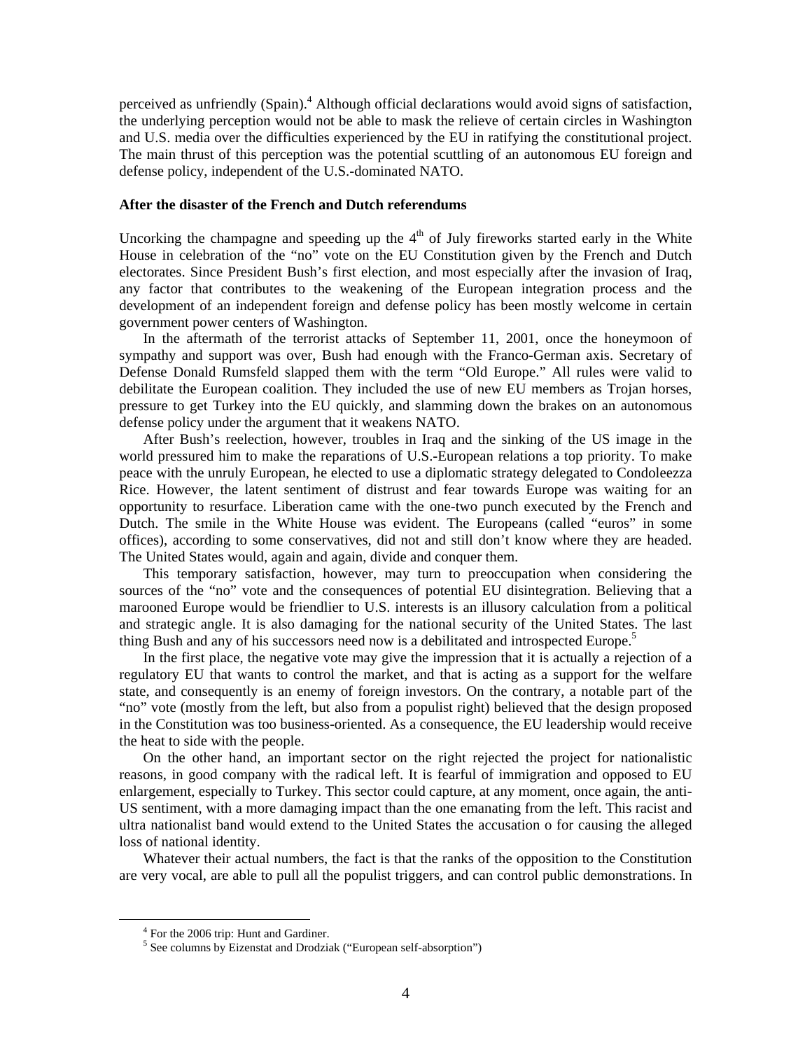perceived as unfriendly (Spain).[4] Although official declarations would avoid signs of satisfaction, the underlying perception would not be able to mask the relieve of certain circles in Washington and U.S. media over the difficulties experienced by the EU in ratifying the constitutional project. The main thrust of this perception was the potential scuttling of an autonomous EU foreign and defense policy, independent of the U.S.-dominated NATO.

**After the disaster of the French and Dutch referendums**

Uncorking the champagne and speeding up the 4th of July fireworks started early in the White House in celebration of the "no" vote on the EU Constitution given by the French and Dutch electorates. Since President Bush's first election, and most especially after the invasion of Iraq, any factor that contributes to the weakening of the European integration process and the development of an independent foreign and defense policy has been mostly welcome in certain government power centers of Washington.

In the aftermath of the terrorist attacks of September 11, 2001, once the honeymoon of sympathy and support was over, Bush had enough with the Franco-German axis. Secretary of Defense Donald Rumsfeld slapped them with the term "Old Europe." All rules were valid to debilitate the European coalition. They included the use of new EU members as Trojan horses, pressure to get Turkey into the EU quickly, and slamming down the brakes on an autonomous defense policy under the argument that it weakens NATO.

After Bush's reelection, however, troubles in Iraq and the sinking of the US image in the world pressured him to make the reparations of U.S.-European relations a top priority. To make peace with the unruly European, he elected to use a diplomatic strategy delegated to Condoleezza Rice. However, the latent sentiment of distrust and fear towards Europe was waiting for an opportunity to resurface. Liberation came with the one-two punch executed by the French and Dutch. The smile in the White House was evident. The Europeans (called "euros" in some offices), according to some conservatives, did not and still don't know where they are headed. The United States would, again and again, divide and conquer them.

This temporary satisfaction, however, may turn to preoccupation when considering the sources of the "no" vote and the consequences of potential EU disintegration. Believing that a marooned Europe would be friendlier to U.S. interests is an illusory calculation from a political and strategic angle. It is also damaging for the national security of the United States. The last thing Bush and any of his successors need now is a debilitated and introspected Europe.[5]

In the first place, the negative vote may give the impression that it is actually a rejection of a regulatory EU that wants to control the market, and that is acting as a support for the welfare state, and consequently is an enemy of foreign investors. On the contrary, a notable part of the "no" vote (mostly from the left, but also from a populist right) believed that the design proposed in the Constitution was too business-oriented. As a consequence, the EU leadership would receive the heat to side with the people.

On the other hand, an important sector on the right rejected the project for nationalistic reasons, in good company with the radical left. It is fearful of immigration and opposed to EU enlargement, especially to Turkey. This sector could capture, at any moment, once again, the anti-US sentiment, with a more damaging impact than the one emanating from the left. This racist and ultra nationalist band would extend to the United States the accusation o for causing the alleged loss of national identity.

Whatever their actual numbers, the fact is that the ranks of the opposition to the Constitution are very vocal, are able to pull all the populist triggers, and can control public demonstrations. In

---

[4] For the 2006 trip: Hunt and Gardiner.

[5] See columns by Eizenstat and Drodziak ("European self-absorption")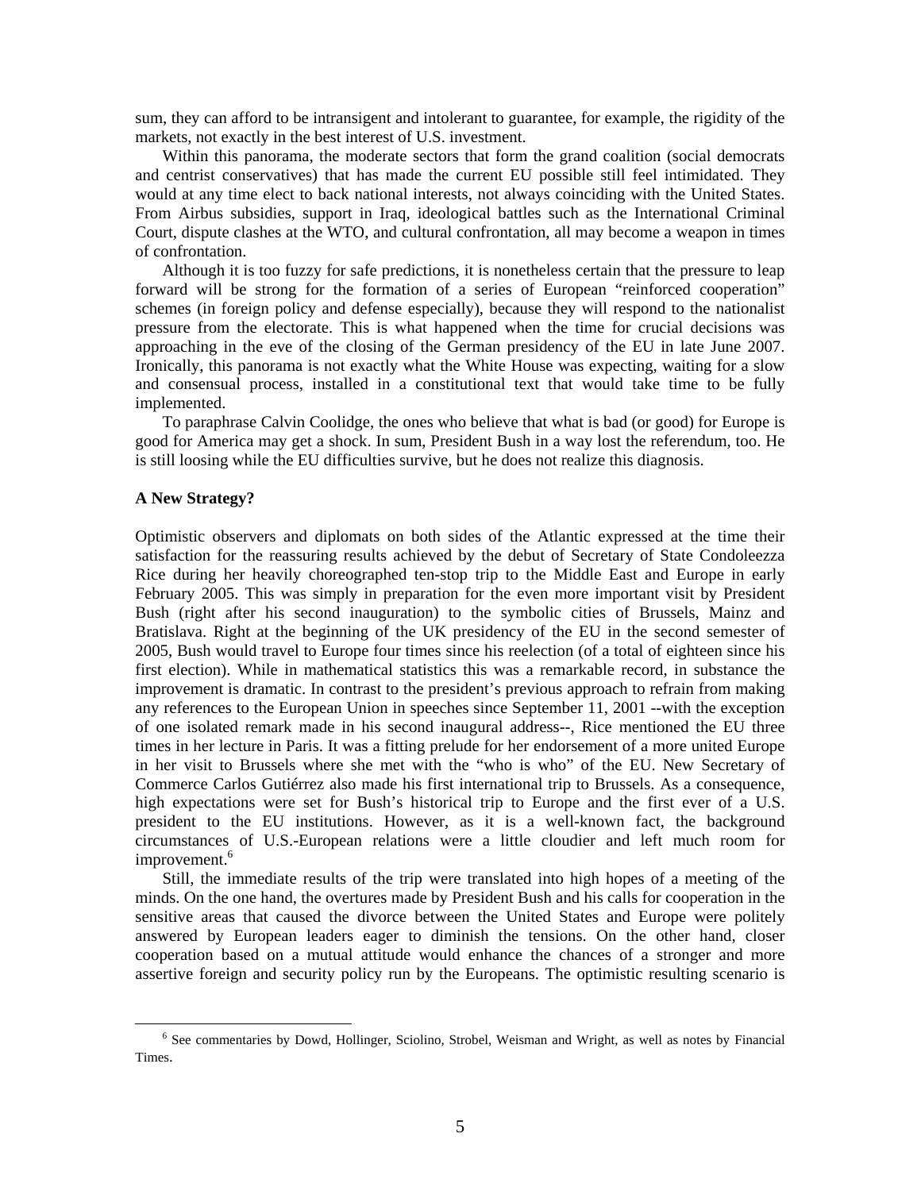sum, they can afford to be intransigent and intolerant to guarantee, for example, the rigidity of the markets, not exactly in the best interest of U.S. investment.

Within this panorama, the moderate sectors that form the grand coalition (social democrats and centrist conservatives) that has made the current EU possible still feel intimidated. They would at any time elect to back national interests, not always coinciding with the United States. From Airbus subsidies, support in Iraq, ideological battles such as the International Criminal Court, dispute clashes at the WTO, and cultural confrontation, all may become a weapon in times of confrontation.

Although it is too fuzzy for safe predictions, it is nonetheless certain that the pressure to leap forward will be strong for the formation of a series of European "reinforced cooperation" schemes (in foreign policy and defense especially), because they will respond to the nationalist pressure from the electorate. This is what happened when the time for crucial decisions was approaching in the eve of the closing of the German presidency of the EU in late June 2007. Ironically, this panorama is not exactly what the White House was expecting, waiting for a slow and consensual process, installed in a constitutional text that would take time to be fully implemented.

To paraphrase Calvin Coolidge, the ones who believe that what is bad (or good) for Europe is good for America may get a shock. In sum, President Bush in a way lost the referendum, too. He is still loosing while the EU difficulties survive, but he does not realize this diagnosis.

**A New Strategy?**

Optimistic observers and diplomats on both sides of the Atlantic expressed at the time their satisfaction for the reassuring results achieved by the debut of Secretary of State Condoleezza Rice during her heavily choreographed ten-stop trip to the Middle East and Europe in early February 2005. This was simply in preparation for the even more important visit by President Bush (right after his second inauguration) to the symbolic cities of Brussels, Mainz and Bratislava. Right at the beginning of the UK presidency of the EU in the second semester of 2005, Bush would travel to Europe four times since his reelection (of a total of eighteen since his first election). While in mathematical statistics this was a remarkable record, in substance the improvement is dramatic. In contrast to the president's previous approach to refrain from making any references to the European Union in speeches since September 11, 2001 --with the exception of one isolated remark made in his second inaugural address--, Rice mentioned the EU three times in her lecture in Paris. It was a fitting prelude for her endorsement of a more united Europe in her visit to Brussels where she met with the "who is who" of the EU. New Secretary of Commerce Carlos Gutiérrez also made his first international trip to Brussels. As a consequence, high expectations were set for Bush's historical trip to Europe and the first ever of a U.S. president to the EU institutions. However, as it is a well-known fact, the background circumstances of U.S.-European relations were a little cloudier and left much room for improvement.[6]

Still, the immediate results of the trip were translated into high hopes of a meeting of the minds. On the one hand, the overtures made by President Bush and his calls for cooperation in the sensitive areas that caused the divorce between the United States and Europe were politely answered by European leaders eager to diminish the tensions. On the other hand, closer cooperation based on a mutual attitude would enhance the chances of a stronger and more assertive foreign and security policy run by the Europeans. The optimistic resulting scenario is

[6] See commentaries by Dowd, Hollinger, Sciolino, Strobel, Weisman and Wright, as well as notes by Financial Times.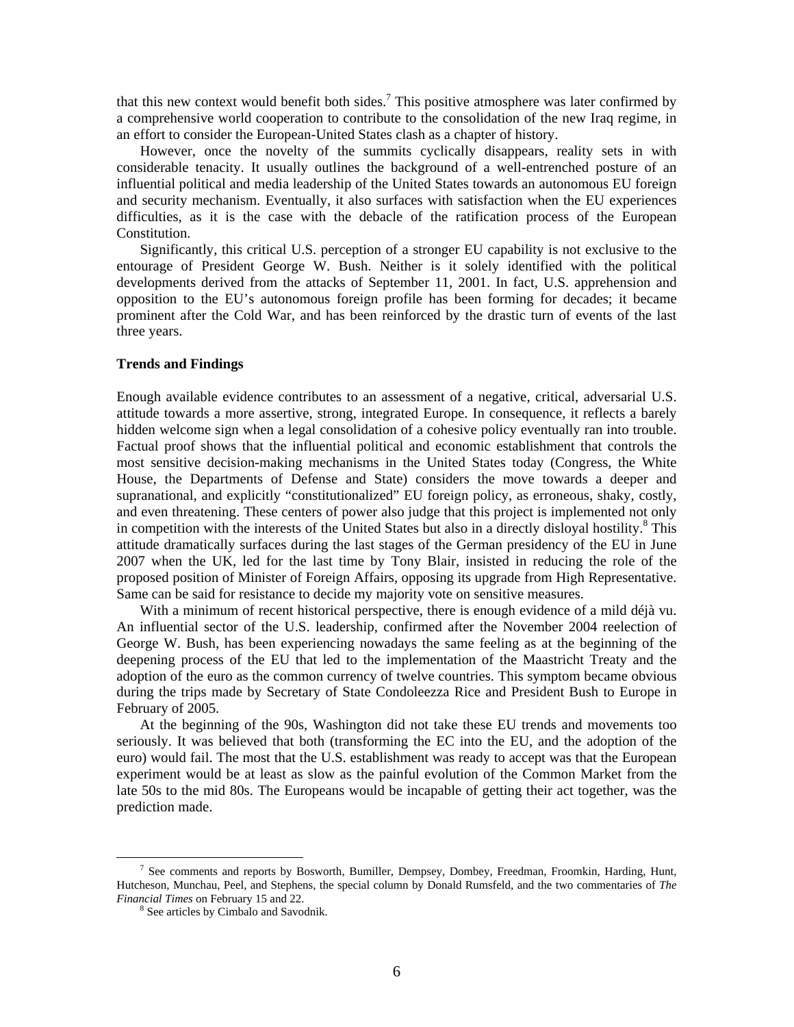that this new context would benefit both sides.[7] This positive atmosphere was later confirmed by a comprehensive world cooperation to contribute to the consolidation of the new Iraq regime, in an effort to consider the European-United States clash as a chapter of history.

However, once the novelty of the summits cyclically disappears, reality sets in with considerable tenacity. It usually outlines the background of a well-entrenched posture of an influential political and media leadership of the United States towards an autonomous EU foreign and security mechanism. Eventually, it also surfaces with satisfaction when the EU experiences difficulties, as it is the case with the debacle of the ratification process of the European Constitution.

Significantly, this critical U.S. perception of a stronger EU capability is not exclusive to the entourage of President George W. Bush. Neither is it solely identified with the political developments derived from the attacks of September 11, 2001. In fact, U.S. apprehension and opposition to the EU's autonomous foreign profile has been forming for decades; it became prominent after the Cold War, and has been reinforced by the drastic turn of events of the last three years.

**Trends and Findings**

Enough available evidence contributes to an assessment of a negative, critical, adversarial U.S. attitude towards a more assertive, strong, integrated Europe. In consequence, it reflects a barely hidden welcome sign when a legal consolidation of a cohesive policy eventually ran into trouble. Factual proof shows that the influential political and economic establishment that controls the most sensitive decision-making mechanisms in the United States today (Congress, the White House, the Departments of Defense and State) considers the move towards a deeper and supranational, and explicitly "constitutionalized" EU foreign policy, as erroneous, shaky, costly, and even threatening. These centers of power also judge that this project is implemented not only in competition with the interests of the United States but also in a directly disloyal hostility.[8] This attitude dramatically surfaces during the last stages of the German presidency of the EU in June 2007 when the UK, led for the last time by Tony Blair, insisted in reducing the role of the proposed position of Minister of Foreign Affairs, opposing its upgrade from High Representative. Same can be said for resistance to decide my majority vote on sensitive measures.

With a minimum of recent historical perspective, there is enough evidence of a mild déjà vu. An influential sector of the U.S. leadership, confirmed after the November 2004 reelection of George W. Bush, has been experiencing nowadays the same feeling as at the beginning of the deepening process of the EU that led to the implementation of the Maastricht Treaty and the adoption of the euro as the common currency of twelve countries. This symptom became obvious during the trips made by Secretary of State Condoleezza Rice and President Bush to Europe in February of 2005.

At the beginning of the 90s, Washington did not take these EU trends and movements too seriously. It was believed that both (transforming the EC into the EU, and the adoption of the euro) would fail. The most that the U.S. establishment was ready to accept was that the European experiment would be at least as slow as the painful evolution of the Common Market from the late 50s to the mid 80s. The Europeans would be incapable of getting their act together, was the prediction made.

---

[7] See comments and reports by Bosworth, Bumiller, Dempsey, Dombey, Freedman, Froomkin, Harding, Hunt, Hutcheson, Munchau, Peel, and Stephens, the special column by Donald Rumsfeld, and the two commentaries of *The Financial Times* on February 15 and 22.

[8] See articles by Cimbalo and Savodnik.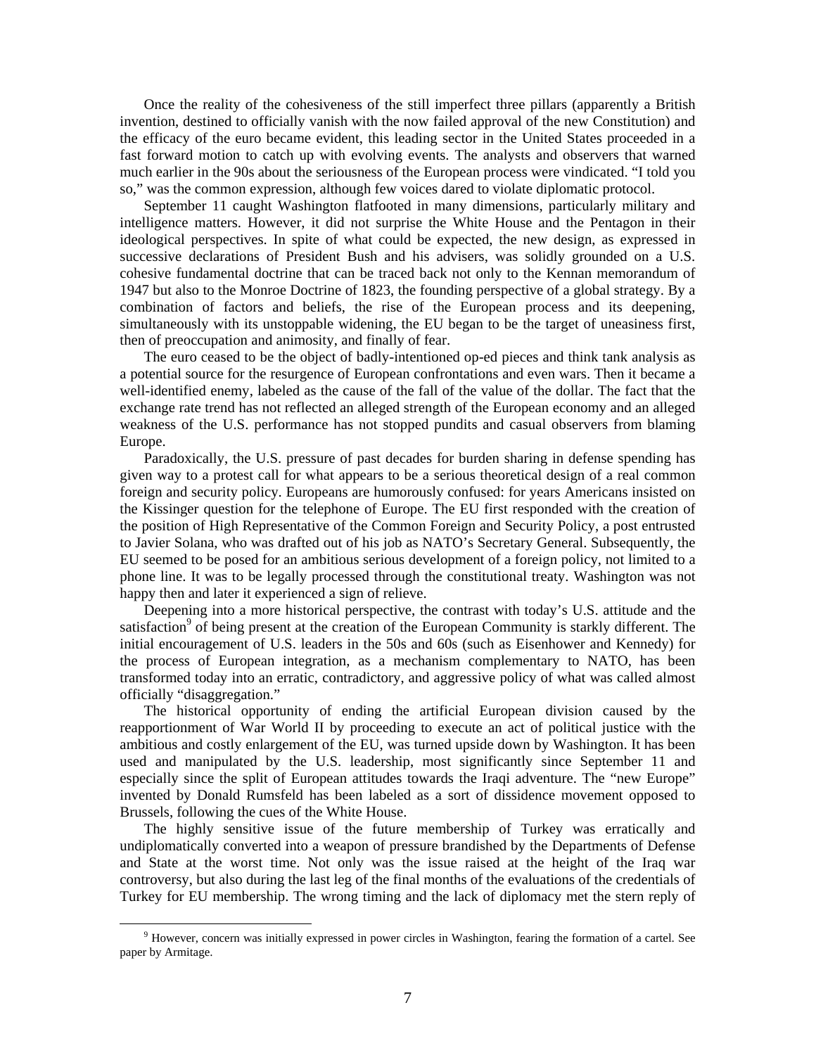Once the reality of the cohesiveness of the still imperfect three pillars (apparently a British invention, destined to officially vanish with the now failed approval of the new Constitution) and the efficacy of the euro became evident, this leading sector in the United States proceeded in a fast forward motion to catch up with evolving events. The analysts and observers that warned much earlier in the 90s about the seriousness of the European process were vindicated. "I told you so," was the common expression, although few voices dared to violate diplomatic protocol.

September 11 caught Washington flatfooted in many dimensions, particularly military and intelligence matters. However, it did not surprise the White House and the Pentagon in their ideological perspectives. In spite of what could be expected, the new design, as expressed in successive declarations of President Bush and his advisers, was solidly grounded on a U.S. cohesive fundamental doctrine that can be traced back not only to the Kennan memorandum of 1947 but also to the Monroe Doctrine of 1823, the founding perspective of a global strategy. By a combination of factors and beliefs, the rise of the European process and its deepening, simultaneously with its unstoppable widening, the EU began to be the target of uneasiness first, then of preoccupation and animosity, and finally of fear.

The euro ceased to be the object of badly-intentioned op-ed pieces and think tank analysis as a potential source for the resurgence of European confrontations and even wars. Then it became a well-identified enemy, labeled as the cause of the fall of the value of the dollar. The fact that the exchange rate trend has not reflected an alleged strength of the European economy and an alleged weakness of the U.S. performance has not stopped pundits and casual observers from blaming Europe.

Paradoxically, the U.S. pressure of past decades for burden sharing in defense spending has given way to a protest call for what appears to be a serious theoretical design of a real common foreign and security policy. Europeans are humorously confused: for years Americans insisted on the Kissinger question for the telephone of Europe. The EU first responded with the creation of the position of High Representative of the Common Foreign and Security Policy, a post entrusted to Javier Solana, who was drafted out of his job as NATO's Secretary General. Subsequently, the EU seemed to be posed for an ambitious serious development of a foreign policy, not limited to a phone line. It was to be legally processed through the constitutional treaty. Washington was not happy then and later it experienced a sign of relieve.

Deepening into a more historical perspective, the contrast with today's U.S. attitude and the satisfaction[9] of being present at the creation of the European Community is starkly different. The initial encouragement of U.S. leaders in the 50s and 60s (such as Eisenhower and Kennedy) for the process of European integration, as a mechanism complementary to NATO, has been transformed today into an erratic, contradictory, and aggressive policy of what was called almost officially "disaggregation."

The historical opportunity of ending the artificial European division caused by the reapportionment of War World II by proceeding to execute an act of political justice with the ambitious and costly enlargement of the EU, was turned upside down by Washington. It has been used and manipulated by the U.S. leadership, most significantly since September 11 and especially since the split of European attitudes towards the Iraqi adventure. The "new Europe" invented by Donald Rumsfeld has been labeled as a sort of dissidence movement opposed to Brussels, following the cues of the White House.

The highly sensitive issue of the future membership of Turkey was erratically and undiplomatically converted into a weapon of pressure brandished by the Departments of Defense and State at the worst time. Not only was the issue raised at the height of the Iraq war controversy, but also during the last leg of the final months of the evaluations of the credentials of Turkey for EU membership. The wrong timing and the lack of diplomacy met the stern reply of

---

[9] However, concern was initially expressed in power circles in Washington, fearing the formation of a cartel. See paper by Armitage.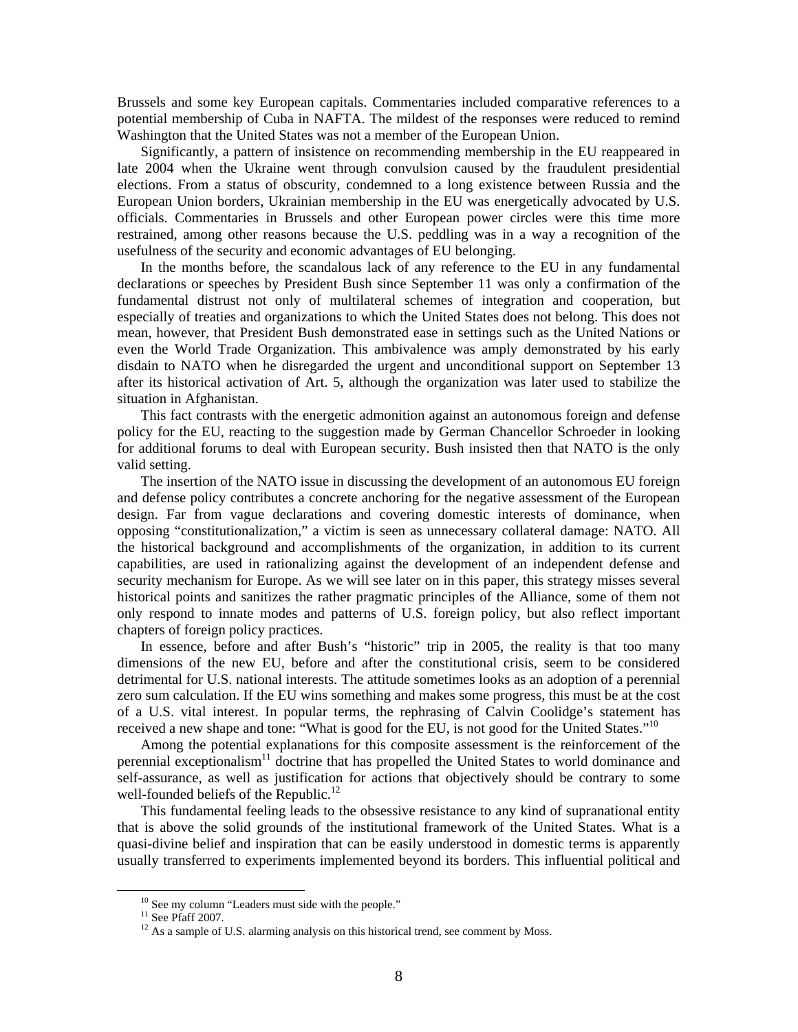Brussels and some key European capitals. Commentaries included comparative references to a potential membership of Cuba in NAFTA. The mildest of the responses were reduced to remind Washington that the United States was not a member of the European Union.

Significantly, a pattern of insistence on recommending membership in the EU reappeared in late 2004 when the Ukraine went through convulsion caused by the fraudulent presidential elections. From a status of obscurity, condemned to a long existence between Russia and the European Union borders, Ukrainian membership in the EU was energetically advocated by U.S. officials. Commentaries in Brussels and other European power circles were this time more restrained, among other reasons because the U.S. peddling was in a way a recognition of the usefulness of the security and economic advantages of EU belonging.

In the months before, the scandalous lack of any reference to the EU in any fundamental declarations or speeches by President Bush since September 11 was only a confirmation of the fundamental distrust not only of multilateral schemes of integration and cooperation, but especially of treaties and organizations to which the United States does not belong. This does not mean, however, that President Bush demonstrated ease in settings such as the United Nations or even the World Trade Organization. This ambivalence was amply demonstrated by his early disdain to NATO when he disregarded the urgent and unconditional support on September 13 after its historical activation of Art. 5, although the organization was later used to stabilize the situation in Afghanistan.

This fact contrasts with the energetic admonition against an autonomous foreign and defense policy for the EU, reacting to the suggestion made by German Chancellor Schroeder in looking for additional forums to deal with European security. Bush insisted then that NATO is the only valid setting.

The insertion of the NATO issue in discussing the development of an autonomous EU foreign and defense policy contributes a concrete anchoring for the negative assessment of the European design. Far from vague declarations and covering domestic interests of dominance, when opposing "constitutionalization," a victim is seen as unnecessary collateral damage: NATO. All the historical background and accomplishments of the organization, in addition to its current capabilities, are used in rationalizing against the development of an independent defense and security mechanism for Europe. As we will see later on in this paper, this strategy misses several historical points and sanitizes the rather pragmatic principles of the Alliance, some of them not only respond to innate modes and patterns of U.S. foreign policy, but also reflect important chapters of foreign policy practices.

In essence, before and after Bush's "historic" trip in 2005, the reality is that too many dimensions of the new EU, before and after the constitutional crisis, seem to be considered detrimental for U.S. national interests. The attitude sometimes looks as an adoption of a perennial zero sum calculation. If the EU wins something and makes some progress, this must be at the cost of a U.S. vital interest. In popular terms, the rephrasing of Calvin Coolidge's statement has received a new shape and tone: "What is good for the EU, is not good for the United States."[10]

Among the potential explanations for this composite assessment is the reinforcement of the perennial exceptionalism[11] doctrine that has propelled the United States to world dominance and self-assurance, as well as justification for actions that objectively should be contrary to some well-founded beliefs of the Republic.[12]

This fundamental feeling leads to the obsessive resistance to any kind of supranational entity that is above the solid grounds of the institutional framework of the United States. What is a quasi-divine belief and inspiration that can be easily understood in domestic terms is apparently usually transferred to experiments implemented beyond its borders. This influential political and

[10] See my column "Leaders must side with the people."

[11] See Pfaff 2007.

[12] As a sample of U.S. alarming analysis on this historical trend, see comment by Moss.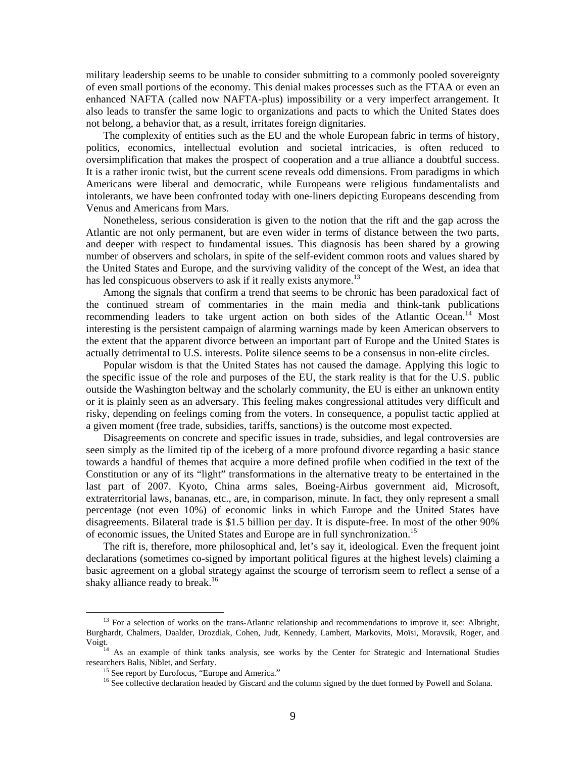military leadership seems to be unable to consider submitting to a commonly pooled sovereignty of even small portions of the economy. This denial makes processes such as the FTAA or even an enhanced NAFTA (called now NAFTA-plus) impossibility or a very imperfect arrangement. It also leads to transfer the same logic to organizations and pacts to which the United States does not belong, a behavior that, as a result, irritates foreign dignitaries.

The complexity of entities such as the EU and the whole European fabric in terms of history, politics, economics, intellectual evolution and societal intricacies, is often reduced to oversimplification that makes the prospect of cooperation and a true alliance a doubtful success. It is a rather ironic twist, but the current scene reveals odd dimensions. From paradigms in which Americans were liberal and democratic, while Europeans were religious fundamentalists and intolerants, we have been confronted today with one-liners depicting Europeans descending from Venus and Americans from Mars.

Nonetheless, serious consideration is given to the notion that the rift and the gap across the Atlantic are not only permanent, but are even wider in terms of distance between the two parts, and deeper with respect to fundamental issues. This diagnosis has been shared by a growing number of observers and scholars, in spite of the self-evident common roots and values shared by the United States and Europe, and the surviving validity of the concept of the West, an idea that has led conspicuous observers to ask if it really exists anymore.[13]

Among the signals that confirm a trend that seems to be chronic has been paradoxical fact of the continued stream of commentaries in the main media and think-tank publications recommending leaders to take urgent action on both sides of the Atlantic Ocean.[14] Most interesting is the persistent campaign of alarming warnings made by keen American observers to the extent that the apparent divorce between an important part of Europe and the United States is actually detrimental to U.S. interests. Polite silence seems to be a consensus in non-elite circles.

Popular wisdom is that the United States has not caused the damage. Applying this logic to the specific issue of the role and purposes of the EU, the stark reality is that for the U.S. public outside the Washington beltway and the scholarly community, the EU is either an unknown entity or it is plainly seen as an adversary. This feeling makes congressional attitudes very difficult and risky, depending on feelings coming from the voters. In consequence, a populist tactic applied at a given moment (free trade, subsidies, tariffs, sanctions) is the outcome most expected.

Disagreements on concrete and specific issues in trade, subsidies, and legal controversies are seen simply as the limited tip of the iceberg of a more profound divorce regarding a basic stance towards a handful of themes that acquire a more defined profile when codified in the text of the Constitution or any of its "light" transformations in the alternative treaty to be entertained in the last part of 2007. Kyoto, China arms sales, Boeing-Airbus government aid, Microsoft, extraterritorial laws, bananas, etc., are, in comparison, minute. In fact, they only represent a small percentage (not even 10%) of economic links in which Europe and the United States have disagreements. Bilateral trade is $1.5 billion <u>per day</u>. It is dispute-free. In most of the other 90% of economic issues, the United States and Europe are in full synchronization.[15]

The rift is, therefore, more philosophical and, let's say it, ideological. Even the frequent joint declarations (sometimes co-signed by important political figures at the highest levels) claiming a basic agreement on a global strategy against the scourge of terrorism seem to reflect a sense of a shaky alliance ready to break.[16]

---

[13] For a selection of works on the trans-Atlantic relationship and recommendations to improve it, see: Albright, Burghardt, Chalmers, Daalder, Drozdiak, Cohen, Judt, Kennedy, Lambert, Markovits, Moïsi, Moravsik, Roger, and Voigt.

[14] As an example of think tanks analysis, see works by the Center for Strategic and International Studies researchers Balis, Niblet, and Serfaty.

[15] See report by Eurofocus, "Europe and America."

[16] See collective declaration headed by Giscard and the column signed by the duet formed by Powell and Solana.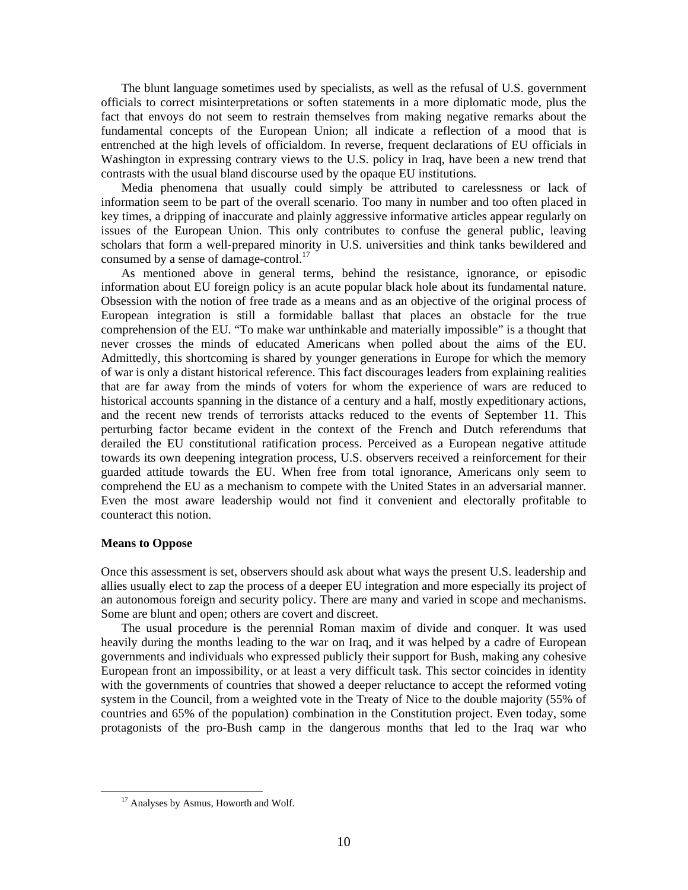The blunt language sometimes used by specialists, as well as the refusal of U.S. government officials to correct misinterpretations or soften statements in a more diplomatic mode, plus the fact that envoys do not seem to restrain themselves from making negative remarks about the fundamental concepts of the European Union; all indicate a reflection of a mood that is entrenched at the high levels of officialdom. In reverse, frequent declarations of EU officials in Washington in expressing contrary views to the U.S. policy in Iraq, have been a new trend that contrasts with the usual bland discourse used by the opaque EU institutions.

Media phenomena that usually could simply be attributed to carelessness or lack of information seem to be part of the overall scenario. Too many in number and too often placed in key times, a dripping of inaccurate and plainly aggressive informative articles appear regularly on issues of the European Union. This only contributes to confuse the general public, leaving scholars that form a well-prepared minority in U.S. universities and think tanks bewildered and consumed by a sense of damage-control.[17]

As mentioned above in general terms, behind the resistance, ignorance, or episodic information about EU foreign policy is an acute popular black hole about its fundamental nature. Obsession with the notion of free trade as a means and as an objective of the original process of European integration is still a formidable ballast that places an obstacle for the true comprehension of the EU. "To make war unthinkable and materially impossible" is a thought that never crosses the minds of educated Americans when polled about the aims of the EU. Admittedly, this shortcoming is shared by younger generations in Europe for which the memory of war is only a distant historical reference. This fact discourages leaders from explaining realities that are far away from the minds of voters for whom the experience of wars are reduced to historical accounts spanning in the distance of a century and a half, mostly expeditionary actions, and the recent new trends of terrorists attacks reduced to the events of September 11. This perturbing factor became evident in the context of the French and Dutch referendums that derailed the EU constitutional ratification process. Perceived as a European negative attitude towards its own deepening integration process, U.S. observers received a reinforcement for their guarded attitude towards the EU. When free from total ignorance, Americans only seem to comprehend the EU as a mechanism to compete with the United States in an adversarial manner. Even the most aware leadership would not find it convenient and electorally profitable to counteract this notion.

**Means to Oppose**

Once this assessment is set, observers should ask about what ways the present U.S. leadership and allies usually elect to zap the process of a deeper EU integration and more especially its project of an autonomous foreign and security policy. There are many and varied in scope and mechanisms. Some are blunt and open; others are covert and discreet.

The usual procedure is the perennial Roman maxim of divide and conquer. It was used heavily during the months leading to the war on Iraq, and it was helped by a cadre of European governments and individuals who expressed publicly their support for Bush, making any cohesive European front an impossibility, or at least a very difficult task. This sector coincides in identity with the governments of countries that showed a deeper reluctance to accept the reformed voting system in the Council, from a weighted vote in the Treaty of Nice to the double majority (55% of countries and 65% of the population) combination in the Constitution project. Even today, some protagonists of the pro-Bush camp in the dangerous months that led to the Iraq war who

[17] Analyses by Asmus, Howorth and Wolf.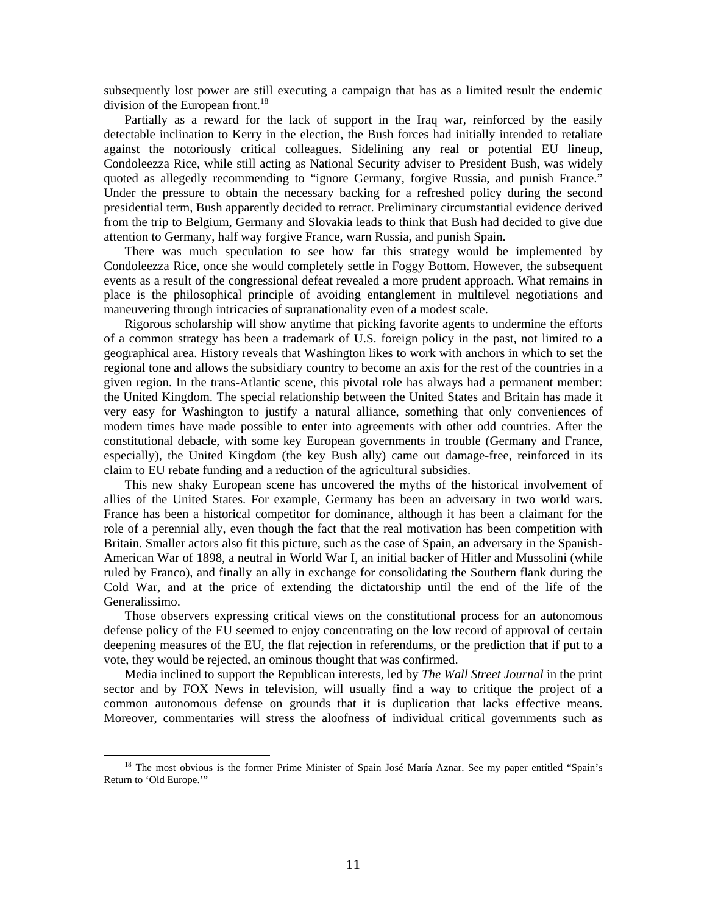subsequently lost power are still executing a campaign that has as a limited result the endemic division of the European front.[18]

Partially as a reward for the lack of support in the Iraq war, reinforced by the easily detectable inclination to Kerry in the election, the Bush forces had initially intended to retaliate against the notoriously critical colleagues. Sidelining any real or potential EU lineup, Condoleezza Rice, while still acting as National Security adviser to President Bush, was widely quoted as allegedly recommending to "ignore Germany, forgive Russia, and punish France." Under the pressure to obtain the necessary backing for a refreshed policy during the second presidential term, Bush apparently decided to retract. Preliminary circumstantial evidence derived from the trip to Belgium, Germany and Slovakia leads to think that Bush had decided to give due attention to Germany, half way forgive France, warn Russia, and punish Spain.

There was much speculation to see how far this strategy would be implemented by Condoleezza Rice, once she would completely settle in Foggy Bottom. However, the subsequent events as a result of the congressional defeat revealed a more prudent approach. What remains in place is the philosophical principle of avoiding entanglement in multilevel negotiations and maneuvering through intricacies of supranationality even of a modest scale.

Rigorous scholarship will show anytime that picking favorite agents to undermine the efforts of a common strategy has been a trademark of U.S. foreign policy in the past, not limited to a geographical area. History reveals that Washington likes to work with anchors in which to set the regional tone and allows the subsidiary country to become an axis for the rest of the countries in a given region. In the trans-Atlantic scene, this pivotal role has always had a permanent member: the United Kingdom. The special relationship between the United States and Britain has made it very easy for Washington to justify a natural alliance, something that only conveniences of modern times have made possible to enter into agreements with other odd countries. After the constitutional debacle, with some key European governments in trouble (Germany and France, especially), the United Kingdom (the key Bush ally) came out damage-free, reinforced in its claim to EU rebate funding and a reduction of the agricultural subsidies.

This new shaky European scene has uncovered the myths of the historical involvement of allies of the United States. For example, Germany has been an adversary in two world wars. France has been a historical competitor for dominance, although it has been a claimant for the role of a perennial ally, even though the fact that the real motivation has been competition with Britain. Smaller actors also fit this picture, such as the case of Spain, an adversary in the Spanish-American War of 1898, a neutral in World War I, an initial backer of Hitler and Mussolini (while ruled by Franco), and finally an ally in exchange for consolidating the Southern flank during the Cold War, and at the price of extending the dictatorship until the end of the life of the Generalissimo.

Those observers expressing critical views on the constitutional process for an autonomous defense policy of the EU seemed to enjoy concentrating on the low record of approval of certain deepening measures of the EU, the flat rejection in referendums, or the prediction that if put to a vote, they would be rejected, an ominous thought that was confirmed.

Media inclined to support the Republican interests, led by *The Wall Street Journal* in the print sector and by FOX News in television, will usually find a way to critique the project of a common autonomous defense on grounds that it is duplication that lacks effective means. Moreover, commentaries will stress the aloofness of individual critical governments such as

[18] The most obvious is the former Prime Minister of Spain José María Aznar. See my paper entitled "Spain's Return to 'Old Europe.'"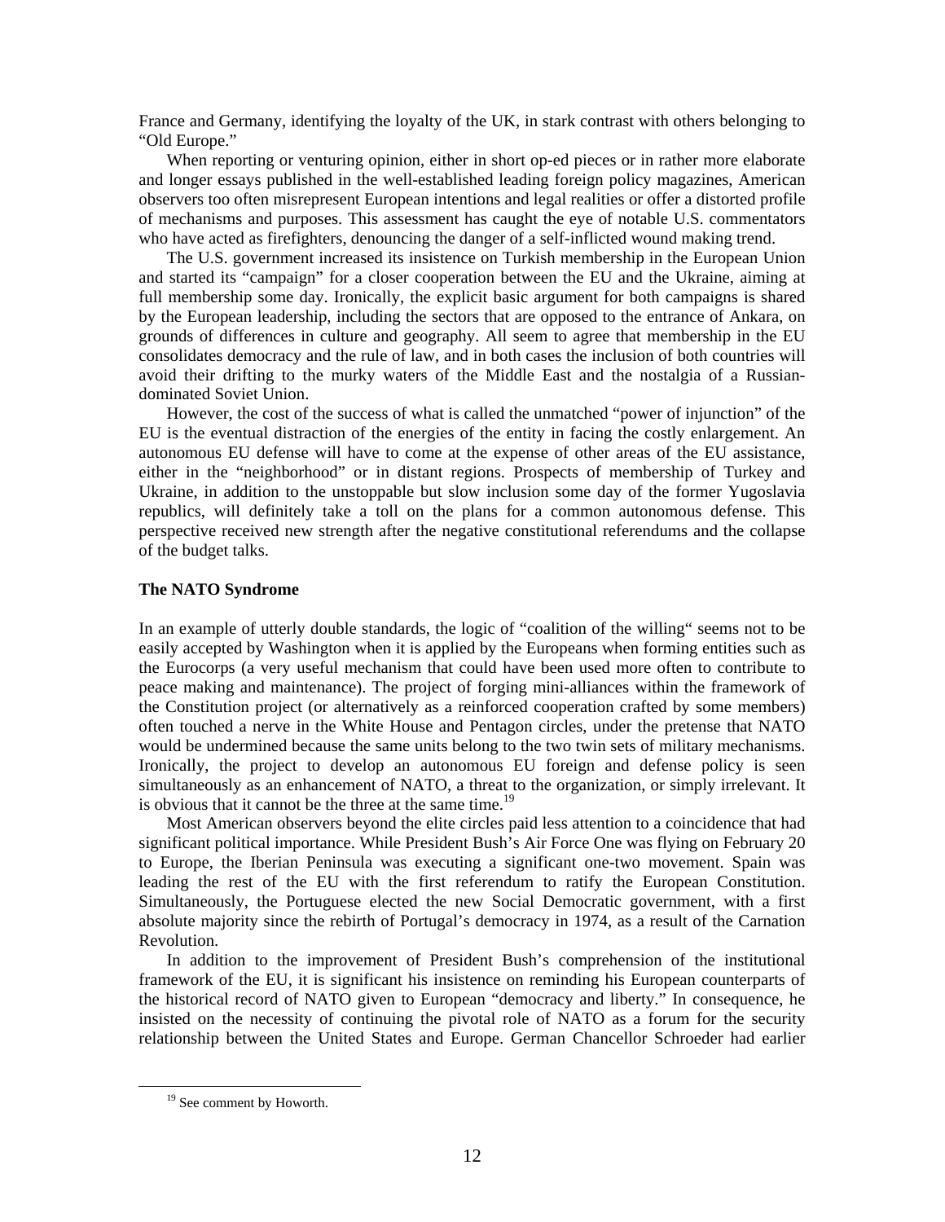France and Germany, identifying the loyalty of the UK, in stark contrast with others belonging to "Old Europe."

When reporting or venturing opinion, either in short op-ed pieces or in rather more elaborate and longer essays published in the well-established leading foreign policy magazines, American observers too often misrepresent European intentions and legal realities or offer a distorted profile of mechanisms and purposes. This assessment has caught the eye of notable U.S. commentators who have acted as firefighters, denouncing the danger of a self-inflicted wound making trend.

The U.S. government increased its insistence on Turkish membership in the European Union and started its "campaign" for a closer cooperation between the EU and the Ukraine, aiming at full membership some day. Ironically, the explicit basic argument for both campaigns is shared by the European leadership, including the sectors that are opposed to the entrance of Ankara, on grounds of differences in culture and geography. All seem to agree that membership in the EU consolidates democracy and the rule of law, and in both cases the inclusion of both countries will avoid their drifting to the murky waters of the Middle East and the nostalgia of a Russian-dominated Soviet Union.

However, the cost of the success of what is called the unmatched "power of injunction" of the EU is the eventual distraction of the energies of the entity in facing the costly enlargement. An autonomous EU defense will have to come at the expense of other areas of the EU assistance, either in the "neighborhood" or in distant regions. Prospects of membership of Turkey and Ukraine, in addition to the unstoppable but slow inclusion some day of the former Yugoslavia republics, will definitely take a toll on the plans for a common autonomous defense. This perspective received new strength after the negative constitutional referendums and the collapse of the budget talks.

**The NATO Syndrome**

In an example of utterly double standards, the logic of "coalition of the willing" seems not to be easily accepted by Washington when it is applied by the Europeans when forming entities such as the Eurocorps (a very useful mechanism that could have been used more often to contribute to peace making and maintenance). The project of forging mini-alliances within the framework of the Constitution project (or alternatively as a reinforced cooperation crafted by some members) often touched a nerve in the White House and Pentagon circles, under the pretense that NATO would be undermined because the same units belong to the two twin sets of military mechanisms. Ironically, the project to develop an autonomous EU foreign and defense policy is seen simultaneously as an enhancement of NATO, a threat to the organization, or simply irrelevant. It is obvious that it cannot be the three at the same time.[19]

Most American observers beyond the elite circles paid less attention to a coincidence that had significant political importance. While President Bush's Air Force One was flying on February 20 to Europe, the Iberian Peninsula was executing a significant one-two movement. Spain was leading the rest of the EU with the first referendum to ratify the European Constitution. Simultaneously, the Portuguese elected the new Social Democratic government, with a first absolute majority since the rebirth of Portugal's democracy in 1974, as a result of the Carnation Revolution.

In addition to the improvement of President Bush's comprehension of the institutional framework of the EU, it is significant his insistence on reminding his European counterparts of the historical record of NATO given to European "democracy and liberty." In consequence, he insisted on the necessity of continuing the pivotal role of NATO as a forum for the security relationship between the United States and Europe. German Chancellor Schroeder had earlier

[19] See comment by Howorth.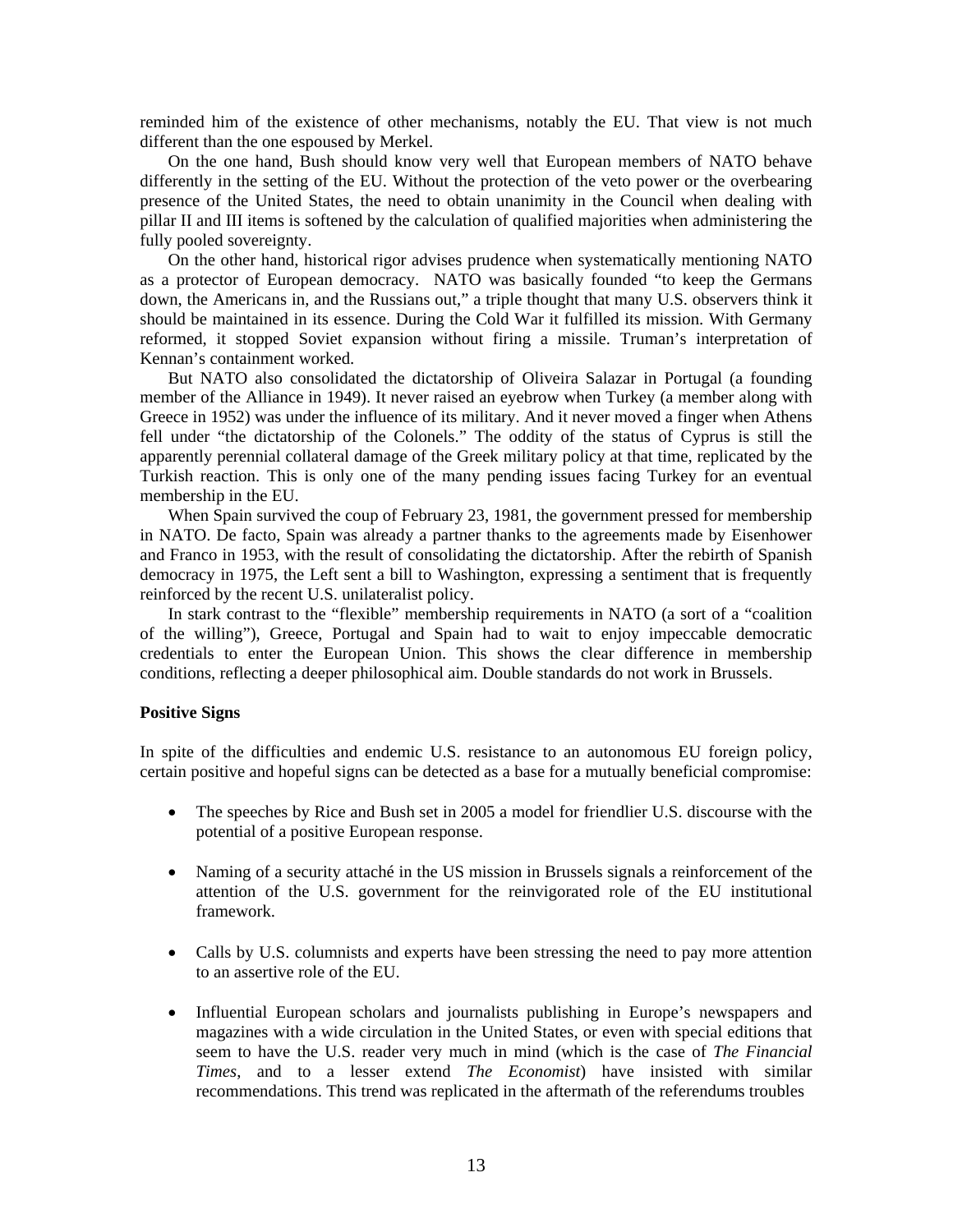reminded him of the existence of other mechanisms, notably the EU. That view is not much different than the one espoused by Merkel.

On the one hand, Bush should know very well that European members of NATO behave differently in the setting of the EU. Without the protection of the veto power or the overbearing presence of the United States, the need to obtain unanimity in the Council when dealing with pillar II and III items is softened by the calculation of qualified majorities when administering the fully pooled sovereignty.

On the other hand, historical rigor advises prudence when systematically mentioning NATO as a protector of European democracy. NATO was basically founded "to keep the Germans down, the Americans in, and the Russians out," a triple thought that many U.S. observers think it should be maintained in its essence. During the Cold War it fulfilled its mission. With Germany reformed, it stopped Soviet expansion without firing a missile. Truman's interpretation of Kennan's containment worked.

But NATO also consolidated the dictatorship of Oliveira Salazar in Portugal (a founding member of the Alliance in 1949). It never raised an eyebrow when Turkey (a member along with Greece in 1952) was under the influence of its military. And it never moved a finger when Athens fell under "the dictatorship of the Colonels." The oddity of the status of Cyprus is still the apparently perennial collateral damage of the Greek military policy at that time, replicated by the Turkish reaction. This is only one of the many pending issues facing Turkey for an eventual membership in the EU.

When Spain survived the coup of February 23, 1981, the government pressed for membership in NATO. De facto, Spain was already a partner thanks to the agreements made by Eisenhower and Franco in 1953, with the result of consolidating the dictatorship. After the rebirth of Spanish democracy in 1975, the Left sent a bill to Washington, expressing a sentiment that is frequently reinforced by the recent U.S. unilateralist policy.

In stark contrast to the "flexible" membership requirements in NATO (a sort of a "coalition of the willing"), Greece, Portugal and Spain had to wait to enjoy impeccable democratic credentials to enter the European Union. This shows the clear difference in membership conditions, reflecting a deeper philosophical aim. Double standards do not work in Brussels.

**Positive Signs**

In spite of the difficulties and endemic U.S. resistance to an autonomous EU foreign policy, certain positive and hopeful signs can be detected as a base for a mutually beneficial compromise:

- The speeches by Rice and Bush set in 2005 a model for friendlier U.S. discourse with the potential of a positive European response.
- Naming of a security attaché in the US mission in Brussels signals a reinforcement of the attention of the U.S. government for the reinvigorated role of the EU institutional framework.
- Calls by U.S. columnists and experts have been stressing the need to pay more attention to an assertive role of the EU.
- Influential European scholars and journalists publishing in Europe's newspapers and magazines with a wide circulation in the United States, or even with special editions that seem to have the U.S. reader very much in mind (which is the case of *The Financial Times*, and to a lesser extend *The Economist*) have insisted with similar recommendations. This trend was replicated in the aftermath of the referendums troubles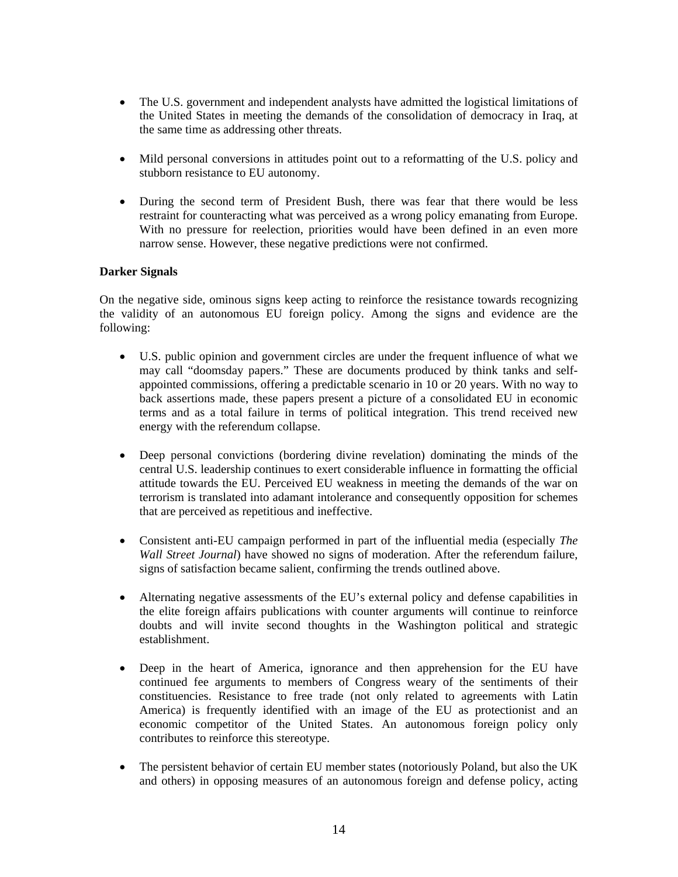- The U.S. government and independent analysts have admitted the logistical limitations of the United States in meeting the demands of the consolidation of democracy in Iraq, at the same time as addressing other threats.

- Mild personal conversions in attitudes point out to a reformatting of the U.S. policy and stubborn resistance to EU autonomy.

- During the second term of President Bush, there was fear that there would be less restraint for counteracting what was perceived as a wrong policy emanating from Europe. With no pressure for reelection, priorities would have been defined in an even more narrow sense. However, these negative predictions were not confirmed.

**Darker Signals**

On the negative side, ominous signs keep acting to reinforce the resistance towards recognizing the validity of an autonomous EU foreign policy. Among the signs and evidence are the following:

- U.S. public opinion and government circles are under the frequent influence of what we may call "doomsday papers." These are documents produced by think tanks and self-appointed commissions, offering a predictable scenario in 10 or 20 years. With no way to back assertions made, these papers present a picture of a consolidated EU in economic terms and as a total failure in terms of political integration. This trend received new energy with the referendum collapse.

- Deep personal convictions (bordering divine revelation) dominating the minds of the central U.S. leadership continues to exert considerable influence in formatting the official attitude towards the EU. Perceived EU weakness in meeting the demands of the war on terrorism is translated into adamant intolerance and consequently opposition for schemes that are perceived as repetitious and ineffective.

- Consistent anti-EU campaign performed in part of the influential media (especially *The Wall Street Journal*) have showed no signs of moderation. After the referendum failure, signs of satisfaction became salient, confirming the trends outlined above.

- Alternating negative assessments of the EU's external policy and defense capabilities in the elite foreign affairs publications with counter arguments will continue to reinforce doubts and will invite second thoughts in the Washington political and strategic establishment.

- Deep in the heart of America, ignorance and then apprehension for the EU have continued fee arguments to members of Congress weary of the sentiments of their constituencies. Resistance to free trade (not only related to agreements with Latin America) is frequently identified with an image of the EU as protectionist and an economic competitor of the United States. An autonomous foreign policy only contributes to reinforce this stereotype.

- The persistent behavior of certain EU member states (notoriously Poland, but also the UK and others) in opposing measures of an autonomous foreign and defense policy, acting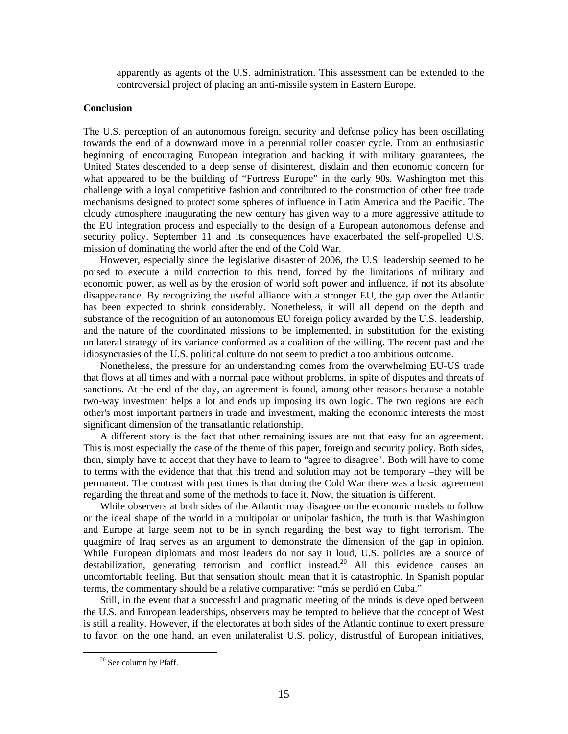apparently as agents of the U.S. administration. This assessment can be extended to the controversial project of placing an anti-missile system in Eastern Europe.

**Conclusion**

The U.S. perception of an autonomous foreign, security and defense policy has been oscillating towards the end of a downward move in a perennial roller coaster cycle. From an enthusiastic beginning of encouraging European integration and backing it with military guarantees, the United States descended to a deep sense of disinterest, disdain and then economic concern for what appeared to be the building of "Fortress Europe" in the early 90s. Washington met this challenge with a loyal competitive fashion and contributed to the construction of other free trade mechanisms designed to protect some spheres of influence in Latin America and the Pacific. The cloudy atmosphere inaugurating the new century has given way to a more aggressive attitude to the EU integration process and especially to the design of a European autonomous defense and security policy. September 11 and its consequences have exacerbated the self-propelled U.S. mission of dominating the world after the end of the Cold War.

However, especially since the legislative disaster of 2006, the U.S. leadership seemed to be poised to execute a mild correction to this trend, forced by the limitations of military and economic power, as well as by the erosion of world soft power and influence, if not its absolute disappearance. By recognizing the useful alliance with a stronger EU, the gap over the Atlantic has been expected to shrink considerably. Nonetheless, it will all depend on the depth and substance of the recognition of an autonomous EU foreign policy awarded by the U.S. leadership, and the nature of the coordinated missions to be implemented, in substitution for the existing unilateral strategy of its variance conformed as a coalition of the willing. The recent past and the idiosyncrasies of the U.S. political culture do not seem to predict a too ambitious outcome.

Nonetheless, the pressure for an understanding comes from the overwhelming EU-US trade that flows at all times and with a normal pace without problems, in spite of disputes and threats of sanctions. At the end of the day, an agreement is found, among other reasons because a notable two-way investment helps a lot and ends up imposing its own logic. The two regions are each other's most important partners in trade and investment, making the economic interests the most significant dimension of the transatlantic relationship.

A different story is the fact that other remaining issues are not that easy for an agreement. This is most especially the case of the theme of this paper, foreign and security policy. Both sides, then, simply have to accept that they have to learn to "agree to disagree". Both will have to come to terms with the evidence that that this trend and solution may not be temporary –they will be permanent. The contrast with past times is that during the Cold War there was a basic agreement regarding the threat and some of the methods to face it. Now, the situation is different.

While observers at both sides of the Atlantic may disagree on the economic models to follow or the ideal shape of the world in a multipolar or unipolar fashion, the truth is that Washington and Europe at large seem not to be in synch regarding the best way to fight terrorism. The quagmire of Iraq serves as an argument to demonstrate the dimension of the gap in opinion. While European diplomats and most leaders do not say it loud, U.S. policies are a source of destabilization, generating terrorism and conflict instead.[20] All this evidence causes an uncomfortable feeling. But that sensation should mean that it is catastrophic. In Spanish popular terms, the commentary should be a relative comparative: "más se perdió en Cuba."

Still, in the event that a successful and pragmatic meeting of the minds is developed between the U.S. and European leaderships, observers may be tempted to believe that the concept of West is still a reality. However, if the electorates at both sides of the Atlantic continue to exert pressure to favor, on the one hand, an even unilateralist U.S. policy, distrustful of European initiatives,

[20] See column by Pfaff.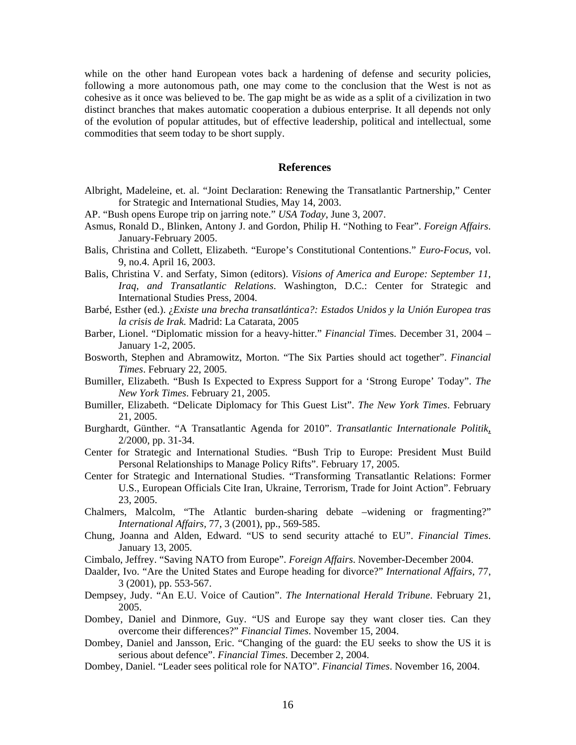while on the other hand European votes back a hardening of defense and security policies, following a more autonomous path, one may come to the conclusion that the West is not as cohesive as it once was believed to be. The gap might be as wide as a split of a civilization in two distinct branches that makes automatic cooperation a dubious enterprise. It all depends not only of the evolution of popular attitudes, but of effective leadership, political and intellectual, some commodities that seem today to be short supply.

## References

Albright, Madeleine, et. al. "Joint Declaration: Renewing the Transatlantic Partnership," Center for Strategic and International Studies, May 14, 2003.

AP. "Bush opens Europe trip on jarring note." *USA Today*, June 3, 2007.

Asmus, Ronald D., Blinken, Antony J. and Gordon, Philip H. "Nothing to Fear". *Foreign Affairs*. January-February 2005.

Balis, Christina and Collett, Elizabeth. "Europe's Constitutional Contentions." *Euro-Focus*, vol. 9, no.4. April 16, 2003.

Balis, Christina V. and Serfaty, Simon (editors). *Visions of America and Europe: September 11, Iraq, and Transatlantic Relations*. Washington, D.C.: Center for Strategic and International Studies Press, 2004.

Barbé, Esther (ed.). *¿Existe una brecha transatlántica?: Estados Unidos y la Unión Europea tras la crisis de Irak.* Madrid: La Catarata, 2005

Barber, Lionel. "Diplomatic mission for a heavy-hitter." *Financial Ti*mes. December 31, 2004 – January 1-2, 2005.

Bosworth, Stephen and Abramowitz, Morton. "The Six Parties should act together". *Financial Times*. February 22, 2005.

Bumiller, Elizabeth. "Bush Is Expected to Express Support for a 'Strong Europe' Today". *The New York Times*. February 21, 2005.

Bumiller, Elizabeth. "Delicate Diplomacy for This Guest List". *The New York Times*. February 21, 2005.

Burghardt, Günther. "A Transatlantic Agenda for 2010". *Transatlantic Internationale Politik*, 2/2000, pp. 31-34.

Center for Strategic and International Studies. "Bush Trip to Europe: President Must Build Personal Relationships to Manage Policy Rifts". February 17, 2005.

Center for Strategic and International Studies. "Transforming Transatlantic Relations: Former U.S., European Officials Cite Iran, Ukraine, Terrorism, Trade for Joint Action". February 23, 2005.

Chalmers, Malcolm, "The Atlantic burden-sharing debate –widening or fragmenting?" *International Affairs*, 77, 3 (2001), pp., 569-585.

Chung, Joanna and Alden, Edward. "US to send security attaché to EU". *Financial Times*. January 13, 2005.

Cimbalo, Jeffrey. "Saving NATO from Europe". *Foreign Affairs*. November-December 2004.

Daalder, Ivo. "Are the United States and Europe heading for divorce?" *International Affairs*, 77, 3 (2001), pp. 553-567.

Dempsey, Judy. "An E.U. Voice of Caution". *The International Herald Tribune*. February 21, 2005.

Dombey, Daniel and Dinmore, Guy. "US and Europe say they want closer ties. Can they overcome their differences?" *Financial Times*. November 15, 2004.

Dombey, Daniel and Jansson, Eric. "Changing of the guard: the EU seeks to show the US it is serious about defence". *Financial Times*. December 2, 2004.

Dombey, Daniel. "Leader sees political role for NATO". *Financial Times*. November 16, 2004.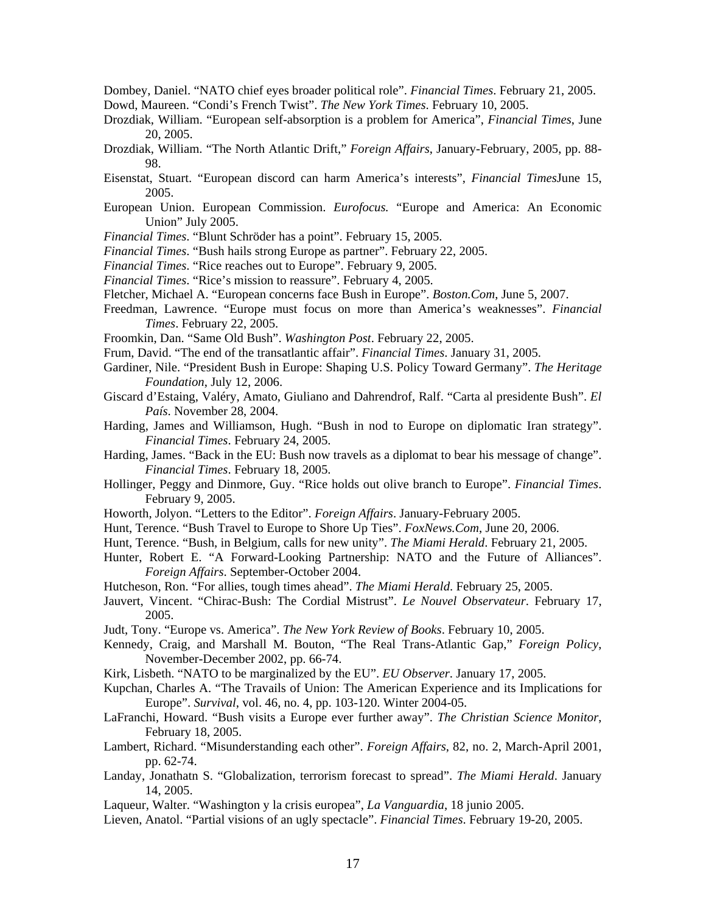Dombey, Daniel. "NATO chief eyes broader political role". *Financial Times*. February 21, 2005.

Dowd, Maureen. "Condi's French Twist". *The New York Times*. February 10, 2005.

Drozdiak, William. "European self-absorption is a problem for America", *Financial Times*, June 20, 2005.

Drozdiak, William. "The North Atlantic Drift," *Foreign Affairs*, January-February, 2005, pp. 88-98.

Eisenstat, Stuart. "European discord can harm America's interests", *Financial Times*June 15, 2005.

European Union. European Commission. *Eurofocus.* "Europe and America: An Economic Union" July 2005.

*Financial Times*. "Blunt Schröder has a point". February 15, 2005.

*Financial Times*. "Bush hails strong Europe as partner". February 22, 2005.

*Financial Times*. "Rice reaches out to Europe". February 9, 2005.

*Financial Times*. "Rice's mission to reassure". February 4, 2005.

Fletcher, Michael A. "European concerns face Bush in Europe". *Boston.Com*, June 5, 2007.

Freedman, Lawrence. "Europe must focus on more than America's weaknesses". *Financial Times*. February 22, 2005.

Froomkin, Dan. "Same Old Bush". *Washington Post*. February 22, 2005.

Frum, David. "The end of the transatlantic affair". *Financial Times*. January 31, 2005.

Gardiner, Nile. "President Bush in Europe: Shaping U.S. Policy Toward Germany". *The Heritage Foundation*, July 12, 2006.

Giscard d'Estaing, Valéry, Amato, Giuliano and Dahrendrof, Ralf. "Carta al presidente Bush". *El País*. November 28, 2004.

Harding, James and Williamson, Hugh. "Bush in nod to Europe on diplomatic Iran strategy". *Financial Times*. February 24, 2005.

Harding, James. "Back in the EU: Bush now travels as a diplomat to bear his message of change". *Financial Times*. February 18, 2005.

Hollinger, Peggy and Dinmore, Guy. "Rice holds out olive branch to Europe". *Financial Times*. February 9, 2005.

Howorth, Jolyon. "Letters to the Editor". *Foreign Affairs*. January-February 2005.

Hunt, Terence. "Bush Travel to Europe to Shore Up Ties". *FoxNews.Com*, June 20, 2006.

Hunt, Terence. "Bush, in Belgium, calls for new unity". *The Miami Herald*. February 21, 2005.

Hunter, Robert E. "A Forward-Looking Partnership: NATO and the Future of Alliances". *Foreign Affairs*. September-October 2004.

Hutcheson, Ron. "For allies, tough times ahead". *The Miami Herald*. February 25, 2005.

Jauvert, Vincent. "Chirac-Bush: The Cordial Mistrust". *Le Nouvel Observateur*. February 17, 2005.

Judt, Tony. "Europe vs. America". *The New York Review of Books*. February 10, 2005.

Kennedy, Craig, and Marshall M. Bouton, "The Real Trans-Atlantic Gap," *Foreign Policy*, November-December 2002, pp. 66-74.

Kirk, Lisbeth. "NATO to be marginalized by the EU". *EU Observer*. January 17, 2005.

Kupchan, Charles A. "The Travails of Union: The American Experience and its Implications for Europe". *Survival*, vol. 46, no. 4, pp. 103-120. Winter 2004-05.

LaFranchi, Howard. "Bush visits a Europe ever further away". *The Christian Science Monitor*, February 18, 2005.

Lambert, Richard. "Misunderstanding each other". *Foreign Affairs*, 82, no. 2, March-April 2001, pp. 62-74.

Landay, Jonathatn S. "Globalization, terrorism forecast to spread". *The Miami Herald*. January 14, 2005.

Laqueur, Walter. "Washington y la crisis europea", *La Vanguardia*, 18 junio 2005.

Lieven, Anatol. "Partial visions of an ugly spectacle". *Financial Times*. February 19-20, 2005.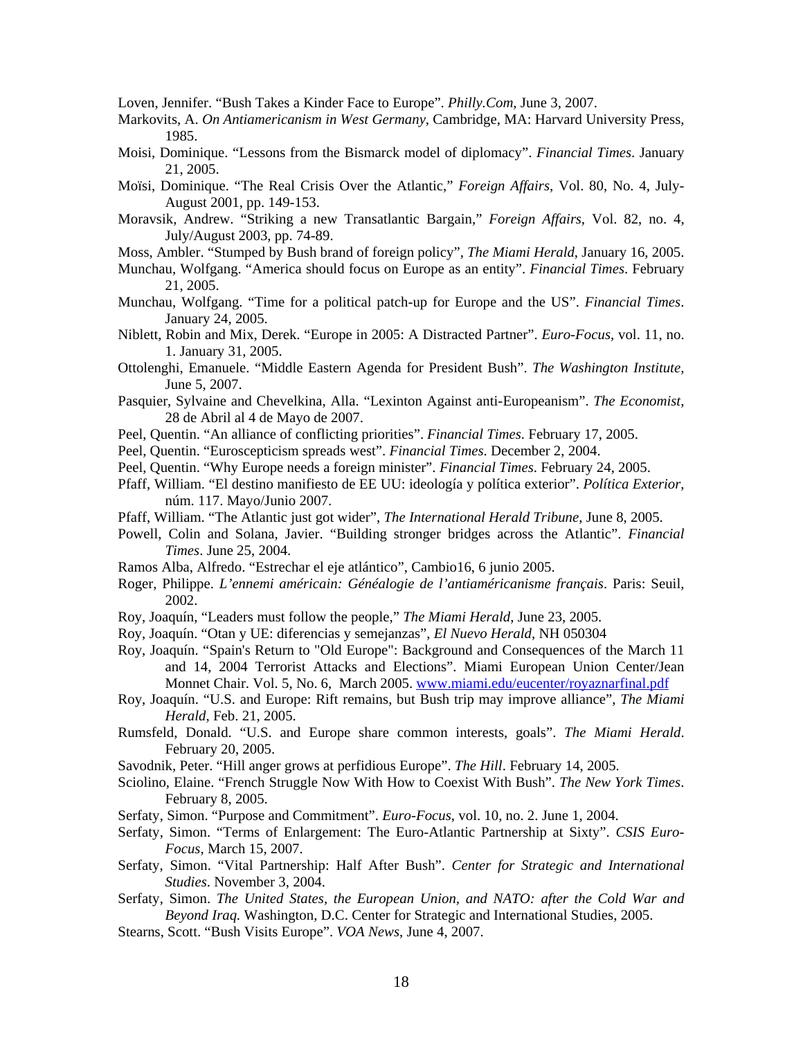Loven, Jennifer. “Bush Takes a Kinder Face to Europe”. *Philly.Com*, June 3, 2007.

Markovits, A. *On Antiamericanism in West Germany*, Cambridge, MA: Harvard University Press, 1985.

Moisi, Dominique. “Lessons from the Bismarck model of diplomacy”. *Financial Times*. January 21, 2005.

Moïsi, Dominique. “The Real Crisis Over the Atlantic,” *Foreign Affairs*, Vol. 80, No. 4, July-August 2001, pp. 149-153.

Moravsik, Andrew. “Striking a new Transatlantic Bargain,” *Foreign Affairs*, Vol. 82, no. 4, July/August 2003, pp. 74-89.

Moss, Ambler. “Stumped by Bush brand of foreign policy”, *The Miami Herald*, January 16, 2005.

Munchau, Wolfgang. “America should focus on Europe as an entity”. *Financial Times*. February 21, 2005.

Munchau, Wolfgang. “Time for a political patch-up for Europe and the US”. *Financial Times*. January 24, 2005.

Niblett, Robin and Mix, Derek. “Europe in 2005: A Distracted Partner”. *Euro-Focus*, vol. 11, no. 1. January 31, 2005.

Ottolenghi, Emanuele. “Middle Eastern Agenda for President Bush”. *The Washington Institute*, June 5, 2007.

Pasquier, Sylvaine and Chevelkina, Alla. “Lexinton Against anti-Europeanism”. *The Economist*, 28 de Abril al 4 de Mayo de 2007.

Peel, Quentin. “An alliance of conflicting priorities”. *Financial Times*. February 17, 2005.

Peel, Quentin. “Euroscepticism spreads west”. *Financial Times*. December 2, 2004.

Peel, Quentin. “Why Europe needs a foreign minister”. *Financial Times*. February 24, 2005.

Pfaff, William. “El destino manifiesto de EE UU: ideología y política exterior”. *Política Exterior*, núm. 117. Mayo/Junio 2007.

Pfaff, William. “The Atlantic just got wider”, *The International Herald Tribune*, June 8, 2005.

Powell, Colin and Solana, Javier. “Building stronger bridges across the Atlantic”. *Financial Times*. June 25, 2004.

Ramos Alba, Alfredo. “Estrechar el eje atlántico”, Cambio16, 6 junio 2005.

Roger, Philippe. *L’ennemi américain: Généalogie de l’antiaméricanisme français*. Paris: Seuil, 2002.

Roy, Joaquín, “Leaders must follow the people,” *The Miami Herald*, June 23, 2005.

Roy, Joaquín. “Otan y UE: diferencias y semejanzas”, *El Nuevo Herald*, NH 050304

Roy, Joaquín. “Spain's Return to "Old Europe": Background and Consequences of the March 11 and 14, 2004 Terrorist Attacks and Elections”. Miami European Union Center/Jean Monnet Chair. Vol. 5, No. 6, March 2005. www.miami.edu/eucenter/royaznarfinal.pdf

Roy, Joaquín. “U.S. and Europe: Rift remains, but Bush trip may improve alliance”, *The Miami Herald*, Feb. 21, 2005.

Rumsfeld, Donald. “U.S. and Europe share common interests, goals”. *The Miami Herald*. February 20, 2005.

Savodnik, Peter. “Hill anger grows at perfidious Europe”. *The Hill*. February 14, 2005.

Sciolino, Elaine. “French Struggle Now With How to Coexist With Bush”. *The New York Times*. February 8, 2005.

Serfaty, Simon. “Purpose and Commitment”. *Euro-Focus*, vol. 10, no. 2. June 1, 2004.

Serfaty, Simon. “Terms of Enlargement: The Euro-Atlantic Partnership at Sixty”. *CSIS Euro-Focus*, March 15, 2007.

Serfaty, Simon. “Vital Partnership: Half After Bush”. *Center for Strategic and International Studies*. November 3, 2004.

Serfaty, Simon. *The United States, the European Union, and NATO: after the Cold War and Beyond Iraq*. Washington, D.C. Center for Strategic and International Studies, 2005.

Stearns, Scott. “Bush Visits Europe”. *VOA News*, June 4, 2007.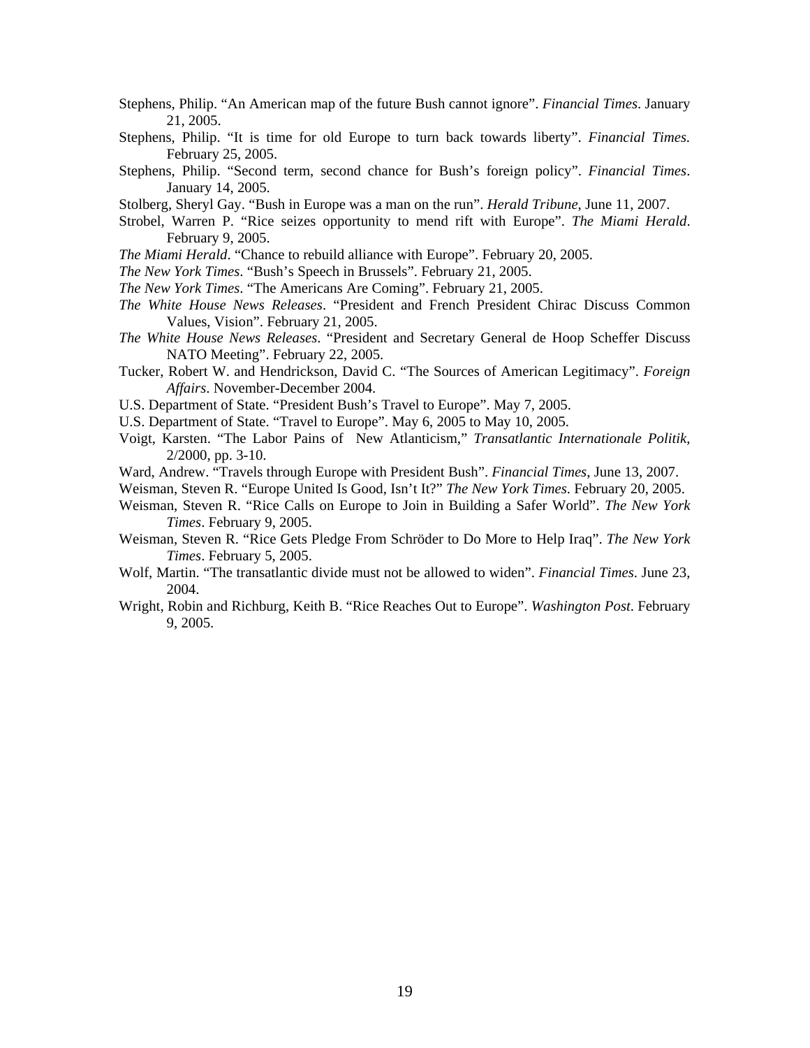Stephens, Philip. "An American map of the future Bush cannot ignore". *Financial Times*. January 21, 2005.

Stephens, Philip. "It is time for old Europe to turn back towards liberty". *Financial Times.* February 25, 2005.

Stephens, Philip. "Second term, second chance for Bush's foreign policy". *Financial Times*. January 14, 2005.

Stolberg, Sheryl Gay. "Bush in Europe was a man on the run". *Herald Tribune*, June 11, 2007.

Strobel, Warren P. "Rice seizes opportunity to mend rift with Europe". *The Miami Herald*. February 9, 2005.

*The Miami Herald*. "Chance to rebuild alliance with Europe". February 20, 2005.

*The New York Times*. "Bush's Speech in Brussels". February 21, 2005.

*The New York Times*. "The Americans Are Coming". February 21, 2005.

*The White House News Releases*. "President and French President Chirac Discuss Common Values, Vision". February 21, 2005.

*The White House News Releases*. "President and Secretary General de Hoop Scheffer Discuss NATO Meeting". February 22, 2005.

Tucker, Robert W. and Hendrickson, David C. "The Sources of American Legitimacy". *Foreign Affairs*. November-December 2004.

U.S. Department of State. "President Bush's Travel to Europe". May 7, 2005.

U.S. Department of State. "Travel to Europe". May 6, 2005 to May 10, 2005.

Voigt, Karsten. "The Labor Pains of New Atlanticism," *Transatlantic Internationale Politik*, 2/2000, pp. 3-10.

Ward, Andrew. "Travels through Europe with President Bush". *Financial Times*, June 13, 2007.

Weisman, Steven R. "Europe United Is Good, Isn't It?" *The New York Times*. February 20, 2005.

Weisman, Steven R. "Rice Calls on Europe to Join in Building a Safer World". *The New York Times*. February 9, 2005.

Weisman, Steven R. "Rice Gets Pledge From Schröder to Do More to Help Iraq". *The New York Times*. February 5, 2005.

Wolf, Martin. "The transatlantic divide must not be allowed to widen". *Financial Times*. June 23, 2004.

Wright, Robin and Richburg, Keith B. "Rice Reaches Out to Europe". *Washington Post*. February 9, 2005.